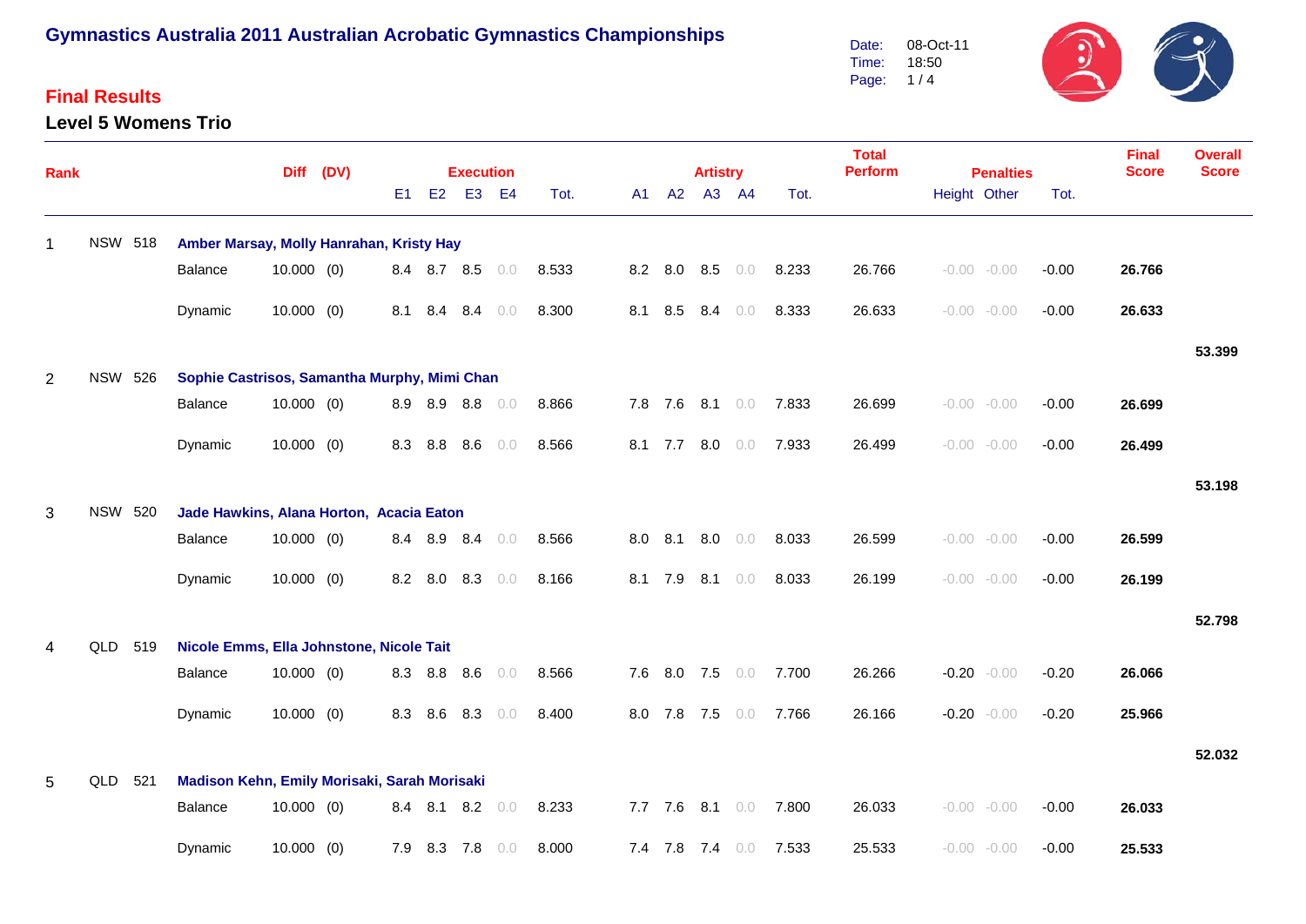# Gymnastics Australia 2011 Australian Acrobatic Gymnastics Championships

Date: 08-Oct-11
Time: 18:50

## Final Results

### Level 5 Womens Trio

| Rank | | | | Diff | (DV) | Execution | | | | | Artistry | | | | | Total Perform | Penalties | | | Final Score | Overall Score |
|---|---|---|---|---|---|---|---|---|---|---|---|---|---|---|---|---|---|---|---|---|---|
| | | | | | | E1 | E2 | E3 | E4 | Tot. | A1 | A2 | A3 | A4 | Tot. | | Height | Other | Tot. | | |
| 1 | NSW | 518 | **Amber Marsay, Molly Hanrahan, Kristy Hay** | | | | | | | | | | | | | | | | | | |
| | | | Balance | 10.000 | (0) | 8.4 | 8.7 | 8.5 | 0.0 | 8.533 | 8.2 | 8.0 | 8.5 | 0.0 | 8.233 | 26.766 | -0.00 | -0.00 | -0.00 | **26.766** | |
| | | | Dynamic | 10.000 | (0) | 8.1 | 8.4 | 8.4 | 0.0 | 8.300 | 8.1 | 8.5 | 8.4 | 0.0 | 8.333 | 26.633 | -0.00 | -0.00 | -0.00 | **26.633** | |
| | | | | | | | | | | | | | | | | | | | | | **53.399** |
| 2 | NSW | 526 | **Sophie Castrisos, Samantha Murphy, Mimi Chan** | | | | | | | | | | | | | | | | | | |
| | | | Balance | 10.000 | (0) | 8.9 | 8.9 | 8.8 | 0.0 | 8.866 | 7.8 | 7.6 | 8.1 | 0.0 | 7.833 | 26.699 | -0.00 | -0.00 | -0.00 | **26.699** | |
| | | | Dynamic | 10.000 | (0) | 8.3 | 8.8 | 8.6 | 0.0 | 8.566 | 8.1 | 7.7 | 8.0 | 0.0 | 7.933 | 26.499 | -0.00 | -0.00 | -0.00 | **26.499** | |
| | | | | | | | | | | | | | | | | | | | | | **53.198** |
| 3 | NSW | 520 | **Jade Hawkins, Alana Horton, Acacia Eaton** | | | | | | | | | | | | | | | | | | |
| | | | Balance | 10.000 | (0) | 8.4 | 8.9 | 8.4 | 0.0 | 8.566 | 8.0 | 8.1 | 8.0 | 0.0 | 8.033 | 26.599 | -0.00 | -0.00 | -0.00 | **26.599** | |
| | | | Dynamic | 10.000 | (0) | 8.2 | 8.0 | 8.3 | 0.0 | 8.166 | 8.1 | 7.9 | 8.1 | 0.0 | 8.033 | 26.199 | -0.00 | -0.00 | -0.00 | **26.199** | |
| | | | | | | | | | | | | | | | | | | | | | **52.798** |
| 4 | QLD | 519 | **Nicole Emms, Ella Johnstone, Nicole Tait** | | | | | | | | | | | | | | | | | | |
| | | | Balance | 10.000 | (0) | 8.3 | 8.8 | 8.6 | 0.0 | 8.566 | 7.6 | 8.0 | 7.5 | 0.0 | 7.700 | 26.266 | -0.20 | -0.00 | -0.20 | **26.066** | |
| | | | Dynamic | 10.000 | (0) | 8.3 | 8.6 | 8.3 | 0.0 | 8.400 | 8.0 | 7.8 | 7.5 | 0.0 | 7.766 | 26.166 | -0.20 | -0.00 | -0.20 | **25.966** | |
| | | | | | | | | | | | | | | | | | | | | | **52.032** |
| 5 | QLD | 521 | **Madison Kehn, Emily Morisaki, Sarah Morisaki** | | | | | | | | | | | | | | | | | | |
| | | | Balance | 10.000 | (0) | 8.4 | 8.1 | 8.2 | 0.0 | 8.233 | 7.7 | 7.6 | 8.1 | 0.0 | 7.800 | 26.033 | -0.00 | -0.00 | -0.00 | **26.033** | |
| | | | Dynamic | 10.000 | (0) | 7.9 | 8.3 | 7.8 | 0.0 | 8.000 | 7.4 | 7.8 | 7.4 | 0.0 | 7.533 | 25.533 | -0.00 | -0.00 | -0.00 | **25.533** | |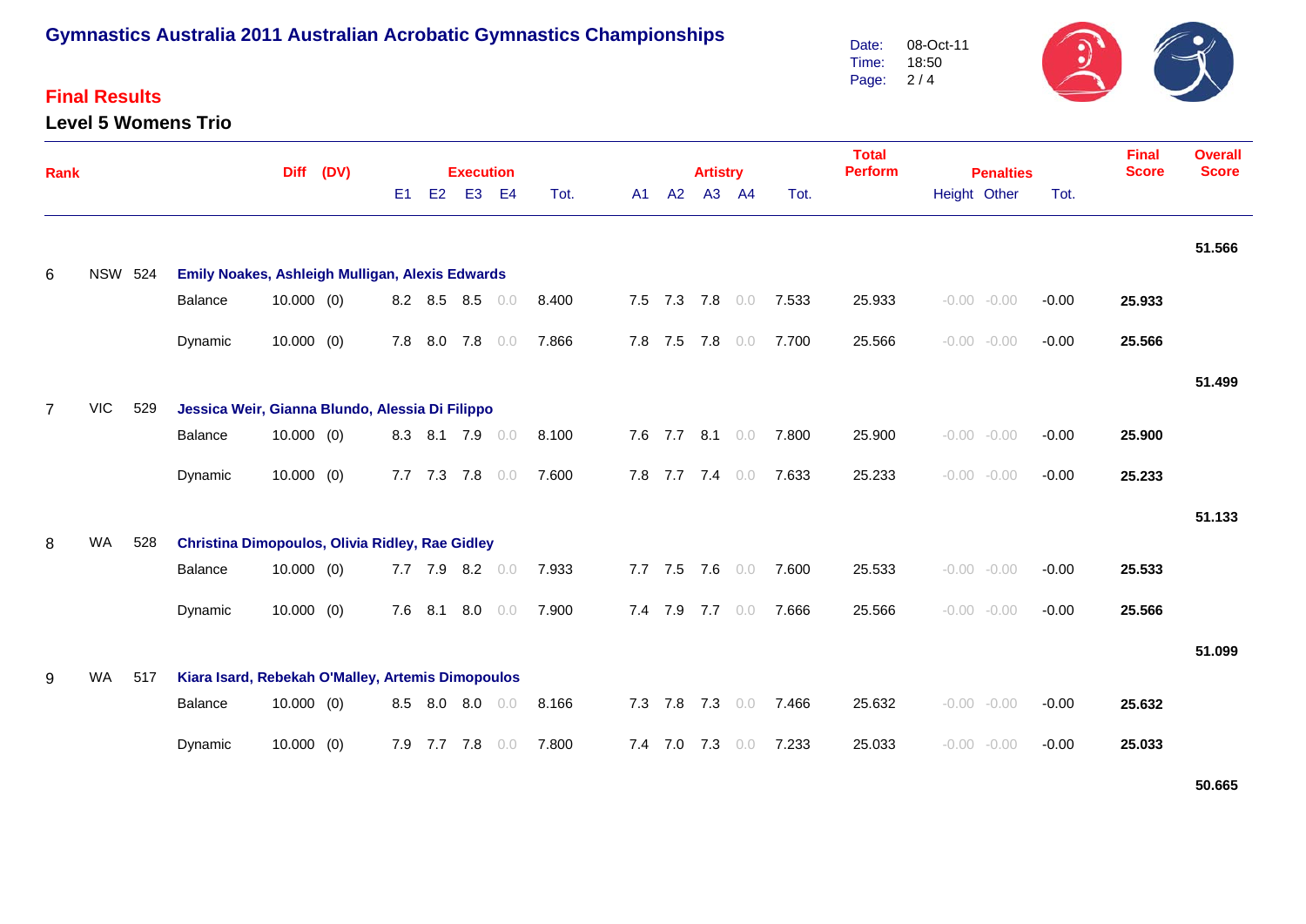# Gymnastics Australia 2011 Australian Acrobatic Gymnastics Championships

Date: 08-Oct-11
Time: 18:50

## Final Results

### Level 5 Womens Trio

| Rank | | | | Diff | (DV) | Execution E1 | E2 | E3 | E4 | Tot. | Artistry A1 | A2 | A3 | A4 | Tot. | Total Perform | Penalties Height | Other | Tot. | Final Score | Overall Score |
|---|---|---|---|---|---|---|---|---|---|---|---|---|---|---|---|---|---|---|---|---|---|
| | | | | | | | | | | | | | | | | | | | | | 51.566 |
| 6 | NSW | 524 | **Emily Noakes, Ashleigh Mulligan, Alexis Edwards** | | | | | | | | | | | | | | | | | | |
| | | | Balance | 10.000 | (0) | 8.2 | 8.5 | 8.5 | 0.0 | 8.400 | 7.5 | 7.3 | 7.8 | 0.0 | 7.533 | 25.933 | -0.00 | -0.00 | -0.00 | **25.933** | |
| | | | Dynamic | 10.000 | (0) | 7.8 | 8.0 | 7.8 | 0.0 | 7.866 | 7.8 | 7.5 | 7.8 | 0.0 | 7.700 | 25.566 | -0.00 | -0.00 | -0.00 | **25.566** | |
| | | | | | | | | | | | | | | | | | | | | | 51.499 |
| 7 | VIC | 529 | **Jessica Weir, Gianna Blundo, Alessia Di Filippo** | | | | | | | | | | | | | | | | | | |
| | | | Balance | 10.000 | (0) | 8.3 | 8.1 | 7.9 | 0.0 | 8.100 | 7.6 | 7.7 | 8.1 | 0.0 | 7.800 | 25.900 | -0.00 | -0.00 | -0.00 | **25.900** | |
| | | | Dynamic | 10.000 | (0) | 7.7 | 7.3 | 7.8 | 0.0 | 7.600 | 7.8 | 7.7 | 7.4 | 0.0 | 7.633 | 25.233 | -0.00 | -0.00 | -0.00 | **25.233** | |
| | | | | | | | | | | | | | | | | | | | | | 51.133 |
| 8 | WA | 528 | **Christina Dimopoulos, Olivia Ridley, Rae Gidley** | | | | | | | | | | | | | | | | | | |
| | | | Balance | 10.000 | (0) | 7.7 | 7.9 | 8.2 | 0.0 | 7.933 | 7.7 | 7.5 | 7.6 | 0.0 | 7.600 | 25.533 | -0.00 | -0.00 | -0.00 | **25.533** | |
| | | | Dynamic | 10.000 | (0) | 7.6 | 8.1 | 8.0 | 0.0 | 7.900 | 7.4 | 7.9 | 7.7 | 0.0 | 7.666 | 25.566 | -0.00 | -0.00 | -0.00 | **25.566** | |
| | | | | | | | | | | | | | | | | | | | | | 51.099 |
| 9 | WA | 517 | **Kiara Isard, Rebekah O'Malley, Artemis Dimopoulos** | | | | | | | | | | | | | | | | | | |
| | | | Balance | 10.000 | (0) | 8.5 | 8.0 | 8.0 | 0.0 | 8.166 | 7.3 | 7.8 | 7.3 | 0.0 | 7.466 | 25.632 | -0.00 | -0.00 | -0.00 | **25.632** | |
| | | | Dynamic | 10.000 | (0) | 7.9 | 7.7 | 7.8 | 0.0 | 7.800 | 7.4 | 7.0 | 7.3 | 0.0 | 7.233 | 25.033 | -0.00 | -0.00 | -0.00 | **25.033** | |
| | | | | | | | | | | | | | | | | | | | | | 50.665 |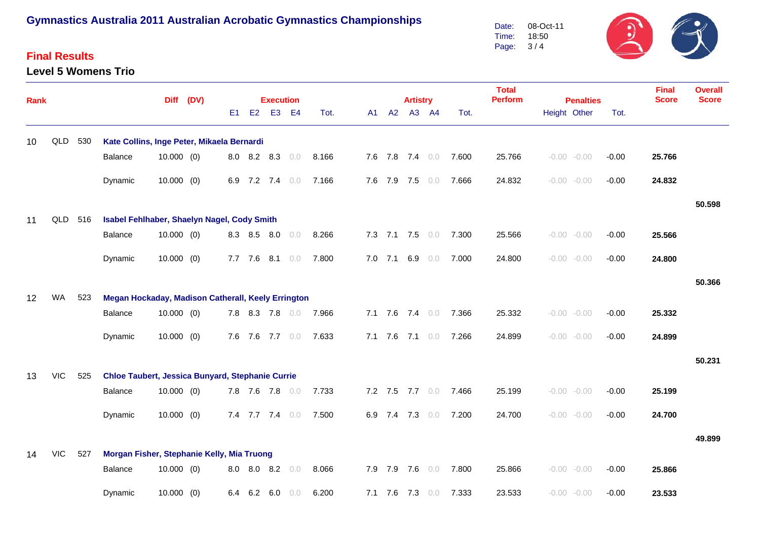# Gymnastics Australia 2011 Australian Acrobatic Gymnastics Championships

Date: 08-Oct-11
Time: 18:50
Page: 3 / 4

## Final Results

### Level 5 Womens Trio

| Rank | | | | Diff | (DV) | Execution E1 | E2 | E3 | E4 | Tot. | Artistry A1 | A2 | A3 | A4 | Tot. | Total Perform | Penalties Height | Other | Tot. | Final Score | Overall Score |
|---|---|---|---|---|---|---|---|---|---|---|---|---|---|---|---|---|---|---|---|---|---|
| 10 | QLD | 530 | **Kate Collins, Inge Peter, Mikaela Bernardi** | | | | | | | | | | | | | | | | | | |
| | | | Balance | 10.000 | (0) | 8.0 | 8.2 | 8.3 | 0.0 | 8.166 | 7.6 | 7.8 | 7.4 | 0.0 | 7.600 | 25.766 | -0.00 | -0.00 | -0.00 | **25.766** | |
| | | | Dynamic | 10.000 | (0) | 6.9 | 7.2 | 7.4 | 0.0 | 7.166 | 7.6 | 7.9 | 7.5 | 0.0 | 7.666 | 24.832 | -0.00 | -0.00 | -0.00 | **24.832** | |
| | | | | | | | | | | | | | | | | | | | | | **50.598** |
| 11 | QLD | 516 | **Isabel Fehlhaber, Shaelyn Nagel, Cody Smith** | | | | | | | | | | | | | | | | | | |
| | | | Balance | 10.000 | (0) | 8.3 | 8.5 | 8.0 | 0.0 | 8.266 | 7.3 | 7.1 | 7.5 | 0.0 | 7.300 | 25.566 | -0.00 | -0.00 | -0.00 | **25.566** | |
| | | | Dynamic | 10.000 | (0) | 7.7 | 7.6 | 8.1 | 0.0 | 7.800 | 7.0 | 7.1 | 6.9 | 0.0 | 7.000 | 24.800 | -0.00 | -0.00 | -0.00 | **24.800** | |
| | | | | | | | | | | | | | | | | | | | | | **50.366** |
| 12 | WA | 523 | **Megan Hockaday, Madison Catherall, Keely Errington** | | | | | | | | | | | | | | | | | | |
| | | | Balance | 10.000 | (0) | 7.8 | 8.3 | 7.8 | 0.0 | 7.966 | 7.1 | 7.6 | 7.4 | 0.0 | 7.366 | 25.332 | -0.00 | -0.00 | -0.00 | **25.332** | |
| | | | Dynamic | 10.000 | (0) | 7.6 | 7.6 | 7.7 | 0.0 | 7.633 | 7.1 | 7.6 | 7.1 | 0.0 | 7.266 | 24.899 | -0.00 | -0.00 | -0.00 | **24.899** | |
| | | | | | | | | | | | | | | | | | | | | | **50.231** |
| 13 | VIC | 525 | **Chloe Taubert, Jessica Bunyard, Stephanie Currie** | | | | | | | | | | | | | | | | | | |
| | | | Balance | 10.000 | (0) | 7.8 | 7.6 | 7.8 | 0.0 | 7.733 | 7.2 | 7.5 | 7.7 | 0.0 | 7.466 | 25.199 | -0.00 | -0.00 | -0.00 | **25.199** | |
| | | | Dynamic | 10.000 | (0) | 7.4 | 7.7 | 7.4 | 0.0 | 7.500 | 6.9 | 7.4 | 7.3 | 0.0 | 7.200 | 24.700 | -0.00 | -0.00 | -0.00 | **24.700** | |
| | | | | | | | | | | | | | | | | | | | | | **49.899** |
| 14 | VIC | 527 | **Morgan Fisher, Stephanie Kelly, Mia Truong** | | | | | | | | | | | | | | | | | | |
| | | | Balance | 10.000 | (0) | 8.0 | 8.0 | 8.2 | 0.0 | 8.066 | 7.9 | 7.9 | 7.6 | 0.0 | 7.800 | 25.866 | -0.00 | -0.00 | -0.00 | **25.866** | |
| | | | Dynamic | 10.000 | (0) | 6.4 | 6.2 | 6.0 | 0.0 | 6.200 | 7.1 | 7.6 | 7.3 | 0.0 | 7.333 | 23.533 | -0.00 | -0.00 | -0.00 | **23.533** | |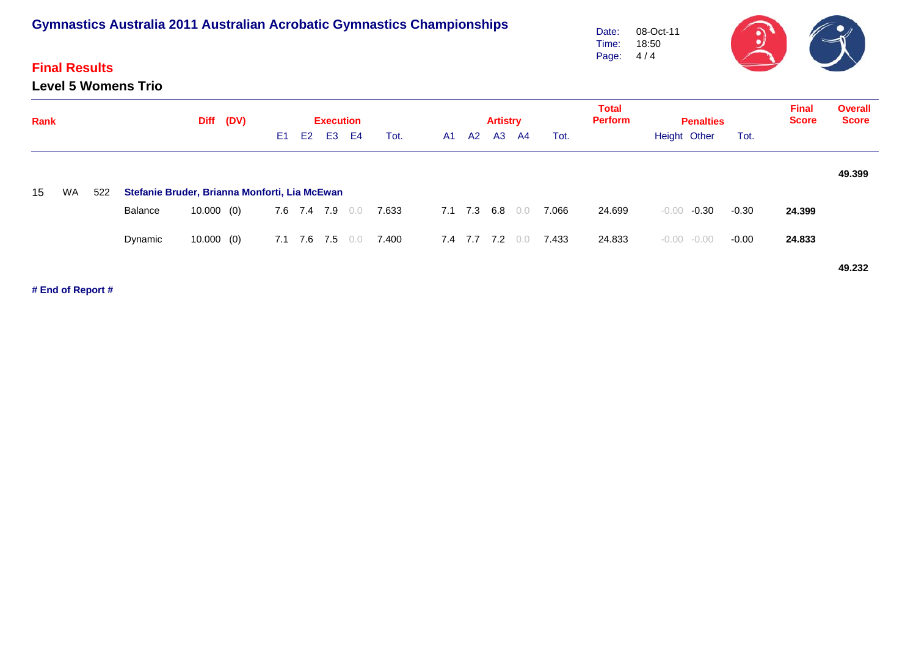## Gymnastics Australia 2011 Australian Acrobatic Gymnastics Championships

Date: 08-Oct-11
Time: 18:50
Page: 4 / 4

### Final Results

### Level 5 Womens Trio

| Rank | | | | Diff | (DV) | Execution E1 | E2 | E3 | E4 | Tot. | Artistry A1 | A2 | A3 | A4 | Tot. | Total Perform | Penalties Height | Other | Tot. | Final Score | Overall Score |
|---|---|---|---|---|---|---|---|---|---|---|---|---|---|---|---|---|---|---|---|---|---|
| | | | | | | | | | | | | | | | | | | | | | 49.399 |
| 15 | WA | 522 | **Stefanie Bruder, Brianna Monforti, Lia McEwan** | | | | | | | | | | | | | | | | | | |
| | | | Balance | 10.000 | (0) | 7.6 | 7.4 | 7.9 | 0.0 | 7.633 | 7.1 | 7.3 | 6.8 | 0.0 | 7.066 | 24.699 | -0.00 | -0.30 | -0.30 | **24.399** | |
| | | | Dynamic | 10.000 | (0) | 7.1 | 7.6 | 7.5 | 0.0 | 7.400 | 7.4 | 7.7 | 7.2 | 0.0 | 7.433 | 24.833 | -0.00 | -0.00 | -0.00 | **24.833** | |
| | | | | | | | | | | | | | | | | | | | | | 49.232 |

**# End of Report #**